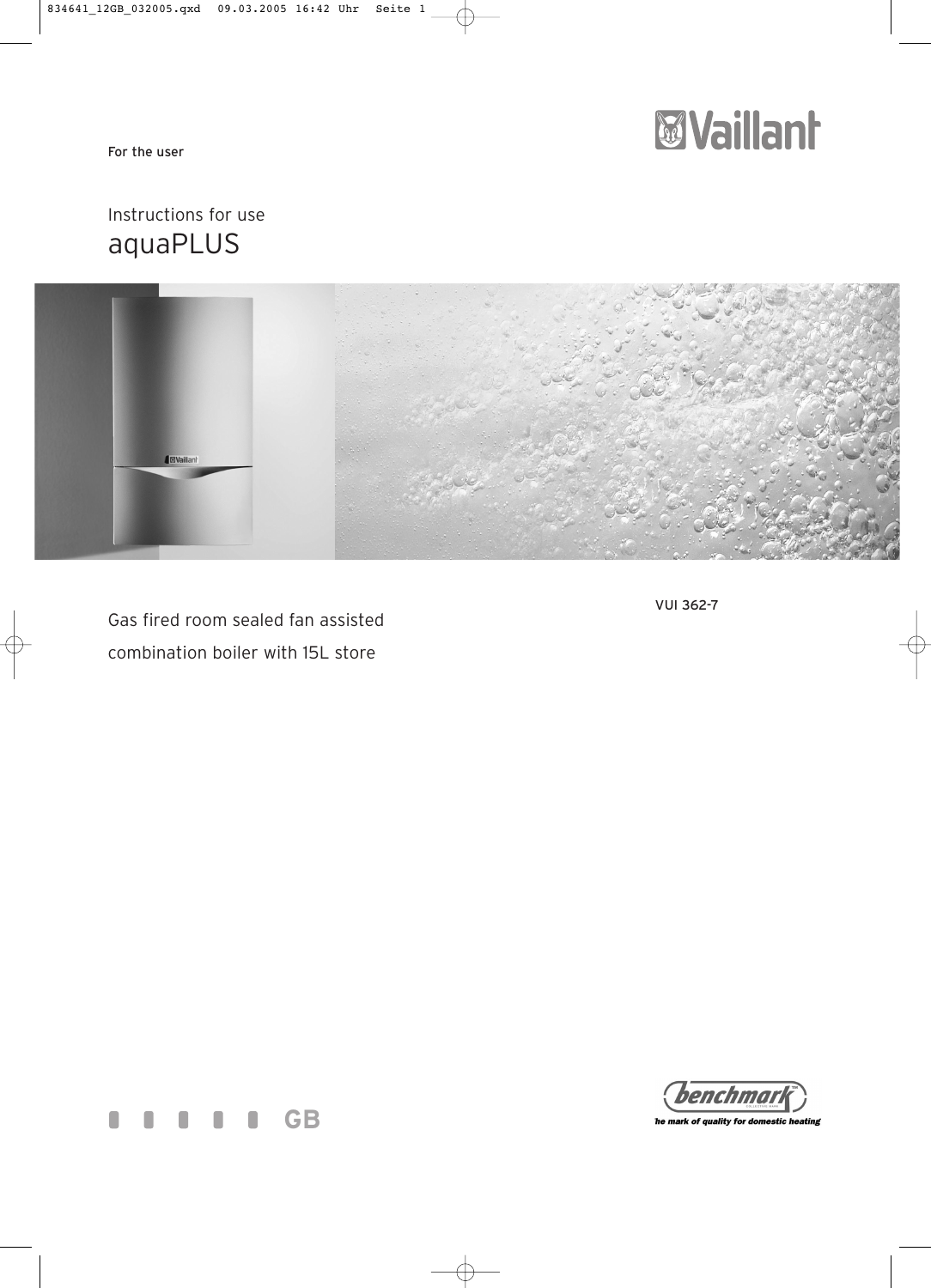For the user

# Instructions for use

# aquaPLUS

Gas fired room sealed fan assisted combination boiler with 15L store

VUI 362-7

GB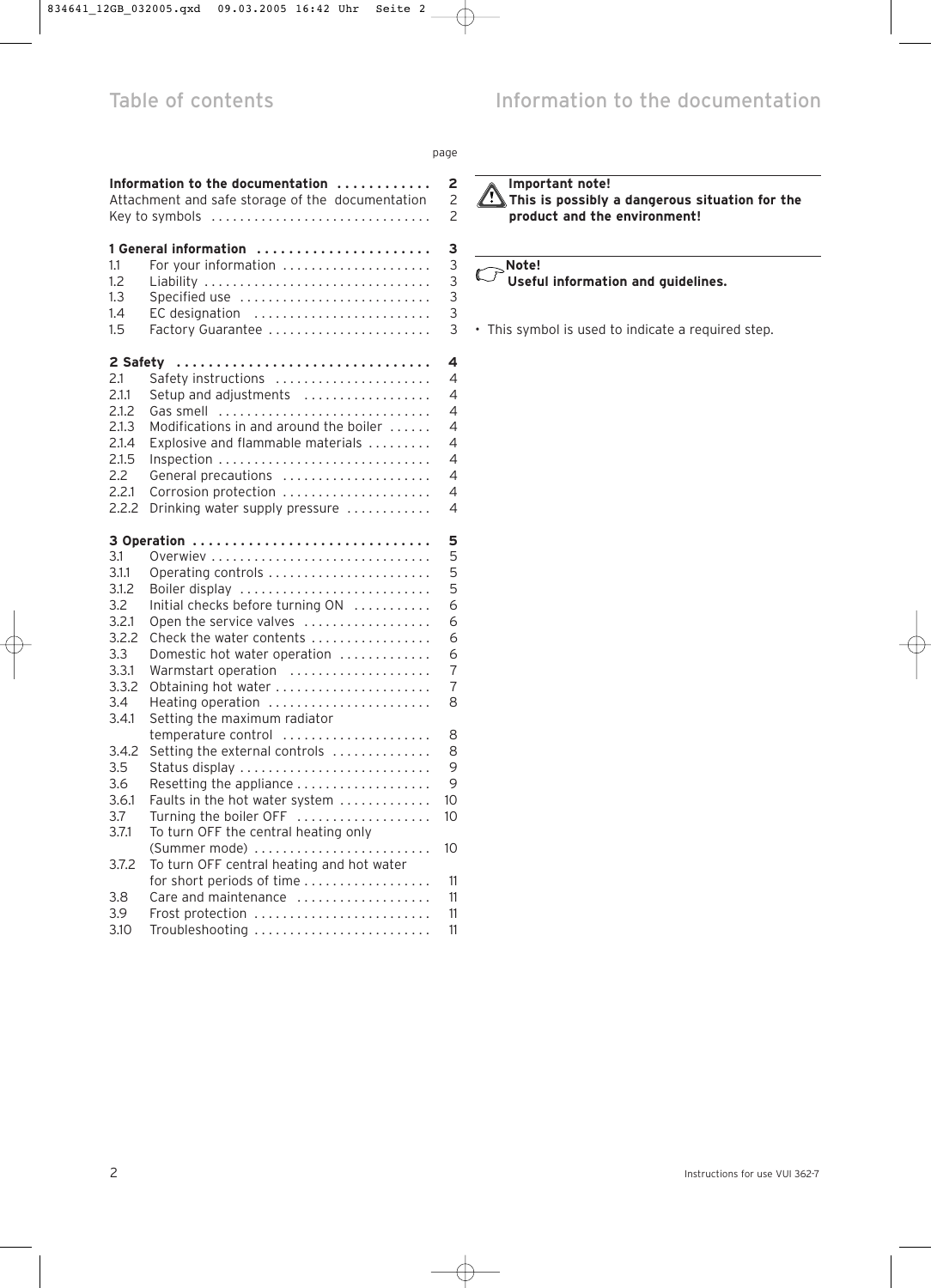# Table of contents

| | | page |
|---|---|---|
| **Information to the documentation** | | **2** |
| Attachment and safe storage of the documentation | | 2 |
| Key to symbols | | 2 |
| **1 General information** | | **3** |
| 1.1 | For your information | 3 |
| 1.2 | Liability | 3 |
| 1.3 | Specified use | 3 |
| 1.4 | EC designation | 3 |
| 1.5 | Factory Guarantee | 3 |
| **2 Safety** | | **4** |
| 2.1 | Safety instructions | 4 |
| 2.1.1 | Setup and adjustments | 4 |
| 2.1.2 | Gas smell | 4 |
| 2.1.3 | Modifications in and around the boiler | 4 |
| 2.1.4 | Explosive and flammable materials | 4 |
| 2.1.5 | Inspection | 4 |
| 2.2 | General precautions | 4 |
| 2.2.1 | Corrosion protection | 4 |
| 2.2.2 | Drinking water supply pressure | 4 |
| **3 Operation** | | **5** |
| 3.1 | Overwiev | 5 |
| 3.1.1 | Operating controls | 5 |
| 3.1.2 | Boiler display | 5 |
| 3.2 | Initial checks before turning ON | 6 |
| 3.2.1 | Open the service valves | 6 |
| 3.2.2 | Check the water contents | 6 |
| 3.3 | Domestic hot water operation | 6 |
| 3.3.1 | Warmstart operation | 7 |
| 3.3.2 | Obtaining hot water | 7 |
| 3.4 | Heating operation | 8 |
| 3.4.1 | Setting the maximum radiator temperature control | 8 |
| 3.4.2 | Setting the external controls | 8 |
| 3.5 | Status display | 9 |
| 3.6 | Resetting the appliance | 9 |
| 3.6.1 | Faults in the hot water system | 10 |
| 3.7 | Turning the boiler OFF | 10 |
| 3.7.1 | To turn OFF the central heating only (Summer mode) | 10 |
| 3.7.2 | To turn OFF central heating and hot water for short periods of time | 11 |
| 3.8 | Care and maintenance | 11 |
| 3.9 | Frost protection | 11 |
| 3.10 | Troubleshooting | 11 |

# Information to the documentation

**Important note!**
**This is possibly a dangerous situation for the product and the environment!**

**Note!**
**Useful information and guidelines.**

- This symbol is used to indicate a required step.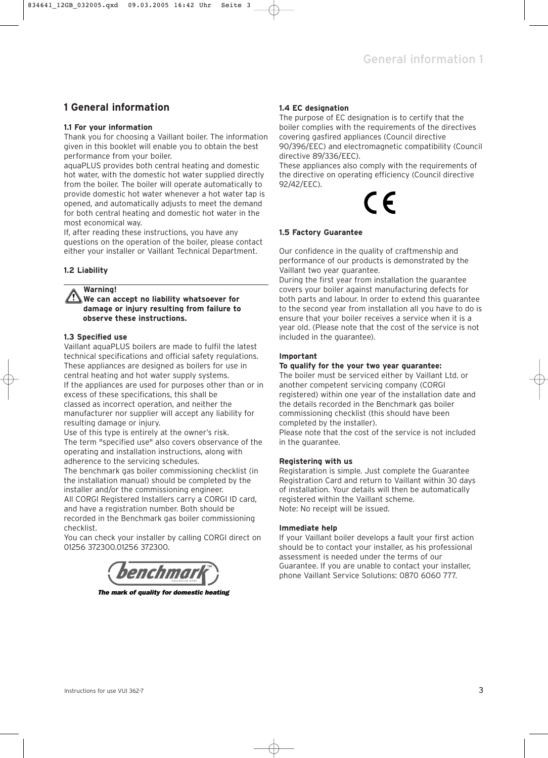# 1 General information

### 1.1 For your information

Thank you for choosing a Vaillant boiler. The information given in this booklet will enable you to obtain the best performance from your boiler.

aquaPLUS provides both central heating and domestic hot water, with the domestic hot water supplied directly from the boiler. The boiler will operate automatically to provide domestic hot water whenever a hot water tap is opened, and automatically adjusts to meet the demand for both central heating and domestic hot water in the most economical way.

If, after reading these instructions, you have any questions on the operation of the boiler, please contact either your installer or Vaillant Technical Department.

### 1.2 Liability

**Warning!**
**We can accept no liability whatsoever for damage or injury resulting from failure to observe these instructions.**

### 1.3 Specified use

Vaillant aquaPLUS boilers are made to fulfil the latest technical specifications and official safety regulations. These appliances are designed as boilers for use in central heating and hot water supply systems.

If the appliances are used for purposes other than or in excess of these specifications, this shall be classed as incorrect operation, and neither the manufacturer nor supplier will accept any liability for resulting damage or injury.

Use of this type is entirely at the owner's risk.

The term "specified use" also covers observance of the operating and installation instructions, along with adherence to the servicing schedules.

The benchmark gas boiler commissioning checklist (in the installation manual) should be completed by the installer and/or the commissioning engineer.

All CORGI Registered Installers carry a CORGI ID card, and have a registration number. Both should be recorded in the Benchmark gas boiler commissioning checklist.

You can check your installer by calling CORGI direct on 01256 372300.01256 372300.

benchmark
*The mark of quality for domestic heating*

### 1.4 EC designation

The purpose of EC designation is to certify that the boiler complies with the requirements of the directives covering gasfired appliances (Council directive 90/396/EEC) and electromagnetic compatibility (Council directive 89/336/EEC).

These appliances also comply with the requirements of the directive on operating efficiency (Council directive 92/42/EEC).

CE

### 1.5 Factory Guarantee

Our confidence in the quality of craftmenship and performance of our products is demonstrated by the Vaillant two year guarantee.

During the first year from installation the guarantee covers your boiler against manufacturing defects for both parts and labour. In order to extend this guarantee to the second year from installation all you have to do is ensure that your boiler receives a service when it is a year old. (Please note that the cost of the service is not included in the guarantee).

**Important**

**To qualify for the your two year guarantee:**

The boiler must be serviced either by Vaillant Ltd. or another competent servicing company (CORGI registered) within one year of the installation date and the details recorded in the Benchmark gas boiler commissioning checklist (this should have been completed by the installer).

Please note that the cost of the service is not included in the guarantee.

**Registering with us**

Registaration is simple. Just complete the Guarantee Registration Card and return to Vaillant within 30 days of installation. Your details will then be automatically registered within the Vaillant scheme.

Note: No receipt will be issued.

**Immediate help**

If your Vaillant boiler develops a fault your first action should be to contact your installer, as his professional assessment is needed under the terms of our Guarantee. If you are unable to contact your installer, phone Vaillant Service Solutions: 0870 6060 777.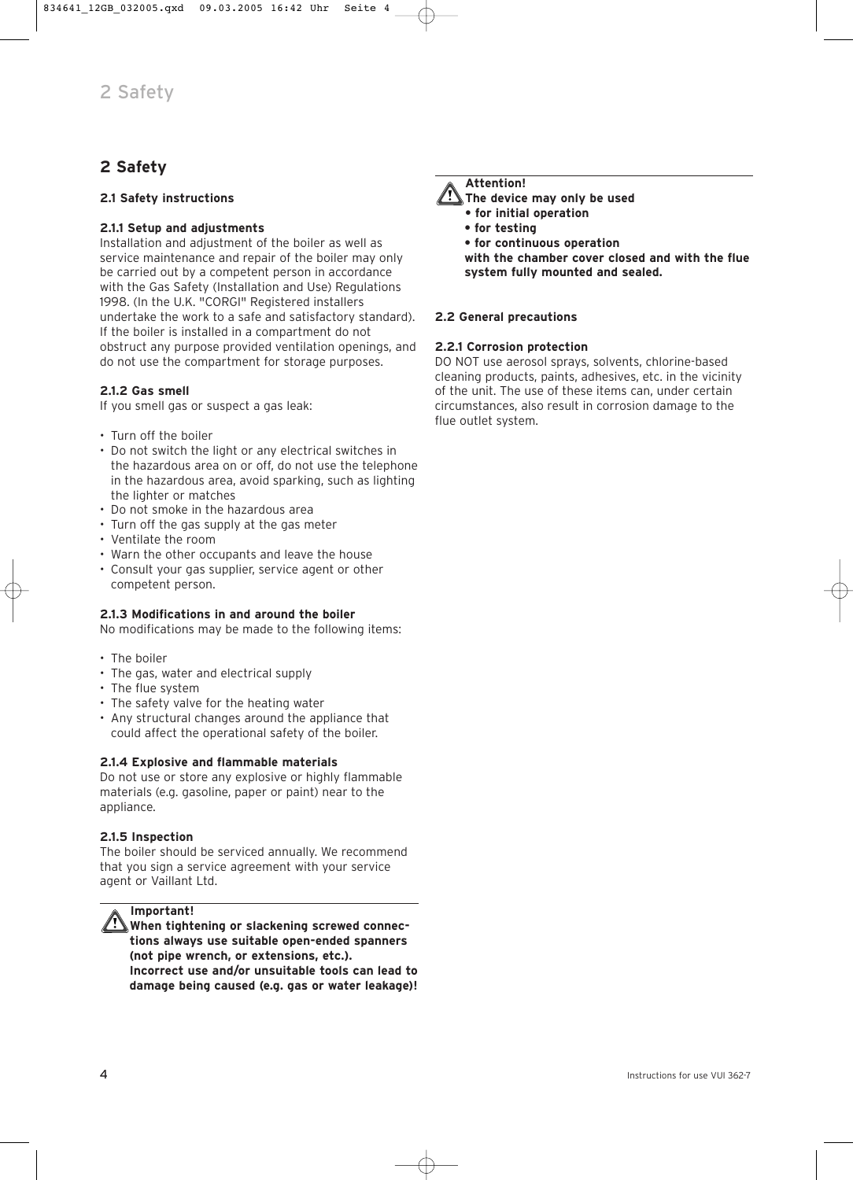# 2 Safety

## 2.1 Safety instructions

### 2.1.1 Setup and adjustments

Installation and adjustment of the boiler as well as service maintenance and repair of the boiler may only be carried out by a competent person in accordance with the Gas Safety (Installation and Use) Regulations 1998. (In the U.K. "CORGI" Registered installers undertake the work to a safe and satisfactory standard). If the boiler is installed in a compartment do not obstruct any purpose provided ventilation openings, and do not use the compartment for storage purposes.

### 2.1.2 Gas smell

If you smell gas or suspect a gas leak:

- Turn off the boiler
- Do not switch the light or any electrical switches in the hazardous area on or off, do not use the telephone in the hazardous area, avoid sparking, such as lighting the lighter or matches
- Do not smoke in the hazardous area
- Turn off the gas supply at the gas meter
- Ventilate the room
- Warn the other occupants and leave the house
- Consult your gas supplier, service agent or other competent person.

### 2.1.3 Modifications in and around the boiler

No modifications may be made to the following items:

- The boiler
- The gas, water and electrical supply
- The flue system
- The safety valve for the heating water
- Any structural changes around the appliance that could affect the operational safety of the boiler.

### 2.1.4 Explosive and flammable materials

Do not use or store any explosive or highly flammable materials (e.g. gasoline, paper or paint) near to the appliance.

### 2.1.5 Inspection

The boiler should be serviced annually. We recommend that you sign a service agreement with your service agent or Vaillant Ltd.

> **Important!**
> **When tightening or slackening screwed connections always use suitable open-ended spanners (not pipe wrench, or extensions, etc.).**
> **Incorrect use and/or unsuitable tools can lead to damage being caused (e.g. gas or water leakage)!**

> **Attention!**
> **The device may only be used**
> - **for initial operation**
> - **for testing**
> - **for continuous operation**
>
> **with the chamber cover closed and with the flue system fully mounted and sealed.**

## 2.2 General precautions

### 2.2.1 Corrosion protection

DO NOT use aerosol sprays, solvents, chlorine-based cleaning products, paints, adhesives, etc. in the vicinity of the unit. The use of these items can, under certain circumstances, also result in corrosion damage to the flue outlet system.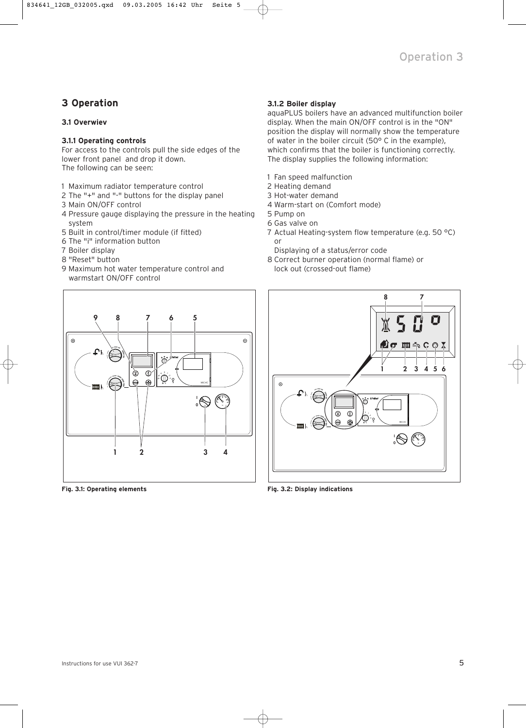# 3 Operation

## 3.1 Overwiev

### 3.1.1 Operating controls

For access to the controls pull the side edges of the lower front panel and drop it down.
The following can be seen:

1 Maximum radiator temperature control
2 The "+" and "-" buttons for the display panel
3 Main ON/OFF control
4 Pressure gauge displaying the pressure in the heating system
5 Built in control/timer module (if fitted)
6 The "i" information button
7 Boiler display
8 "Reset" button
9 Maximum hot water temperature control and warmstart ON/OFF control

Fig. 3.1: Operating elements

### 3.1.2 Boiler display

aquaPLUS boilers have an advanced multifunction boiler display. When the main ON/OFF control is in the "ON" position the display will normally show the temperature of water in the boiler circuit (50° C in the example), which confirms that the boiler is functioning correctly. The display supplies the following information:

1 Fan speed malfunction
2 Heating demand
3 Hot-water demand
4 Warm-start on (Comfort mode)
5 Pump on
6 Gas valve on
7 Actual Heating-system flow temperature (e.g. 50 °C) or
Displaying of a status/error code
8 Correct burner operation (normal flame) or lock out (crossed-out flame)

Fig. 3.2: Display indications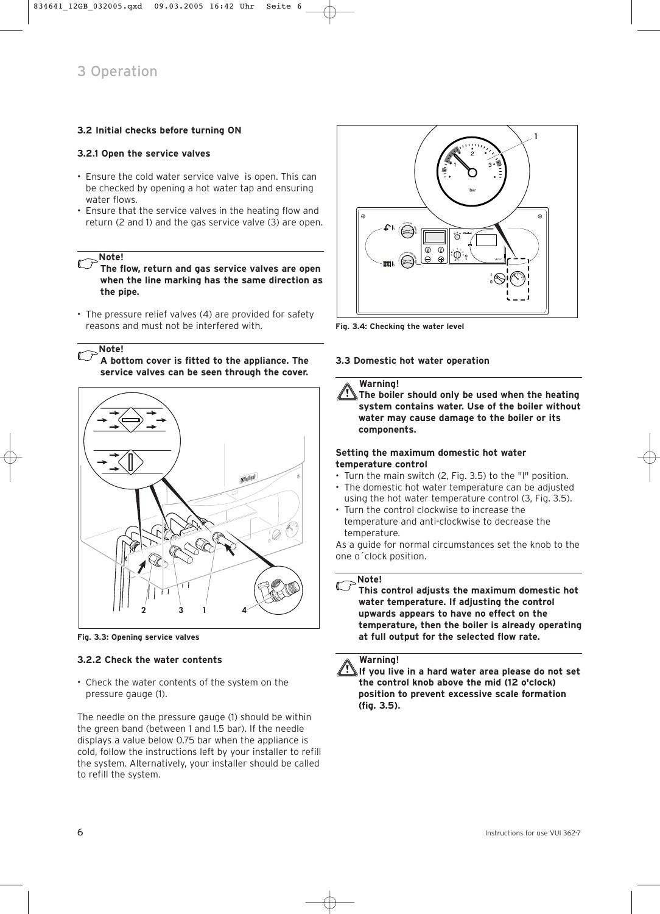# 3 Operation

### 3.2 Initial checks before turning ON

#### 3.2.1 Open the service valves

- Ensure the cold water service valve  is open. This can be checked by opening a hot water tap and ensuring water flows.
- Ensure that the service valves in the heating flow and return (2 and 1) and the gas service valve (3) are open.

**Note!**
**The flow, return and gas service valves are open when the line marking has the same direction as the pipe.**

- The pressure relief valves (4) are provided for safety reasons and must not be interfered with.

**Note!**
**A bottom cover is fitted to the appliance. The service valves can be seen through the cover.**

**Fig. 3.3: Opening service valves**

#### 3.2.2 Check the water contents

- Check the water contents of the system on the pressure gauge (1).

The needle on the pressure gauge (1) should be within the green band (between 1 and 1.5 bar). If the needle displays a value below 0.75 bar when the appliance is cold, follow the instructions left by your installer to refill the system. Alternatively, your installer should be called to refill the system.

**Fig. 3.4: Checking the water level**

### 3.3 Domestic hot water operation

**Warning!**
**The boiler should only be used when the heating system contains water. Use of the boiler without water may cause damage to the boiler or its components.**

**Setting the maximum domestic hot water temperature control**

- Turn the main switch (2, Fig. 3.5) to the "I" position.
- The domestic hot water temperature can be adjusted using the hot water temperature control (3, Fig. 3.5).
- Turn the control clockwise to increase the temperature and anti-clockwise to decrease the temperature.

As a guide for normal circumstances set the knob to the one o´clock position.

**Note!**
**This control adjusts the maximum domestic hot water temperature. If adjusting the control upwards appears to have no effect on the temperature, then the boiler is already operating at full output for the selected flow rate.**

**Warning!**
**If you live in a hard water area please do not set the control knob above the mid (12 o'clock) position to prevent excessive scale formation (fig. 3.5).**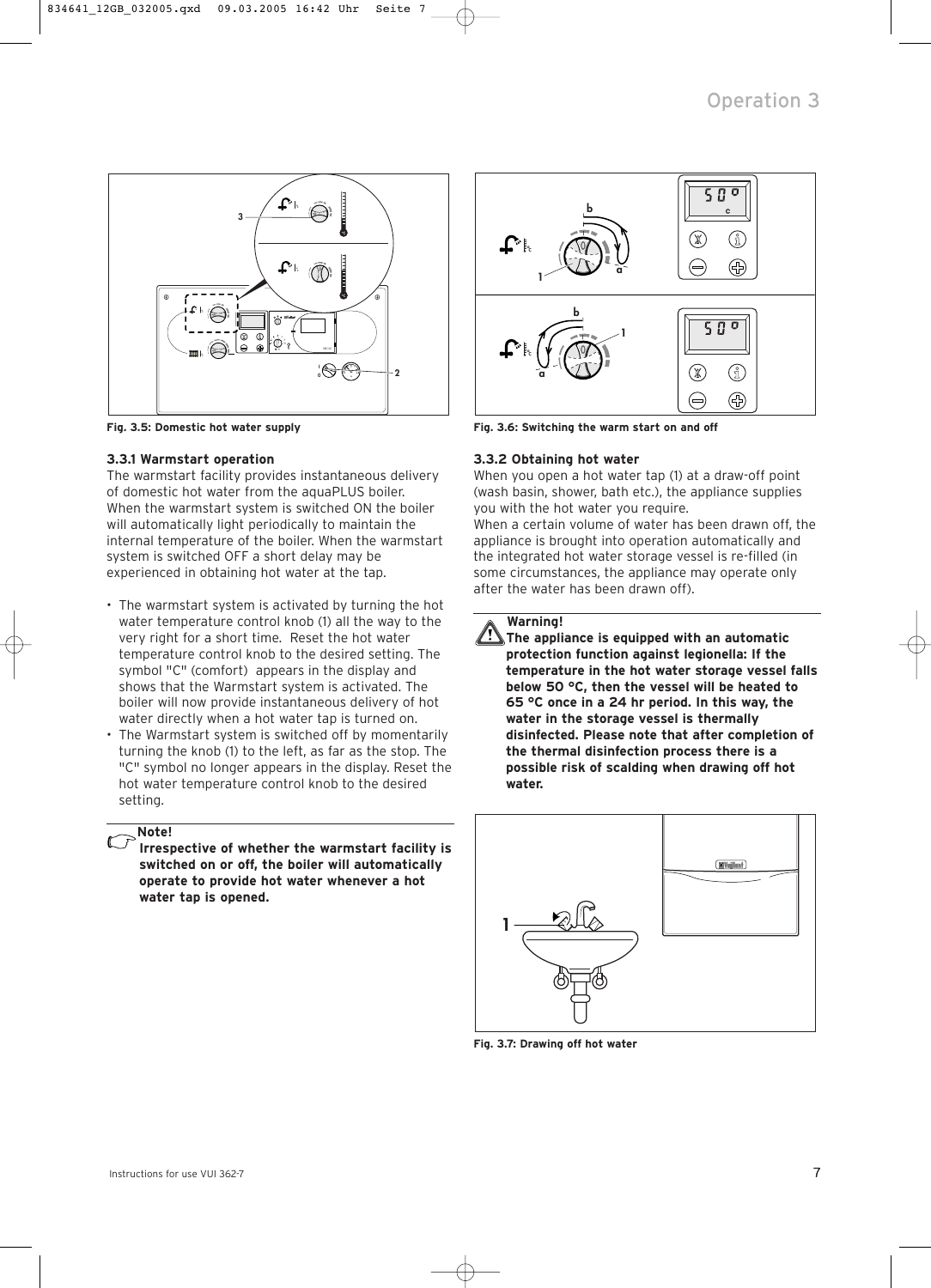Fig. 3.5: Domestic hot water supply

### 3.3.1 Warmstart operation

The warmstart facility provides instantaneous delivery of domestic hot water from the aquaPLUS boiler. When the warmstart system is switched ON the boiler will automatically light periodically to maintain the internal temperature of the boiler. When the warmstart system is switched OFF a short delay may be experienced in obtaining hot water at the tap.

- The warmstart system is activated by turning the hot water temperature control knob (1) all the way to the very right for a short time. Reset the hot water temperature control knob to the desired setting. The symbol "C" (comfort) appears in the display and shows that the Warmstart system is activated. The boiler will now provide instantaneous delivery of hot water directly when a hot water tap is turned on.
- The Warmstart system is switched off by momentarily turning the knob (1) to the left, as far as the stop. The "C" symbol no longer appears in the display. Reset the hot water temperature control knob to the desired setting.

**Note!**
**Irrespective of whether the warmstart facility is switched on or off, the boiler will automatically operate to provide hot water whenever a hot water tap is opened.**

Fig. 3.6: Switching the warm start on and off

### 3.3.2 Obtaining hot water

When you open a hot water tap (1) at a draw-off point (wash basin, shower, bath etc.), the appliance supplies you with the hot water you require.
When a certain volume of water has been drawn off, the appliance is brought into operation automatically and the integrated hot water storage vessel is re-filled (in some circumstances, the appliance may operate only after the water has been drawn off).

**Warning!**
**The appliance is equipped with an automatic protection function against legionella: If the temperature in the hot water storage vessel falls below 50 °C, then the vessel will be heated to 65 °C once in a 24 hr period. In this way, the water in the storage vessel is thermally disinfected. Please note that after completion of the thermal disinfection process there is a possible risk of scalding when drawing off hot water.**

Fig. 3.7: Drawing off hot water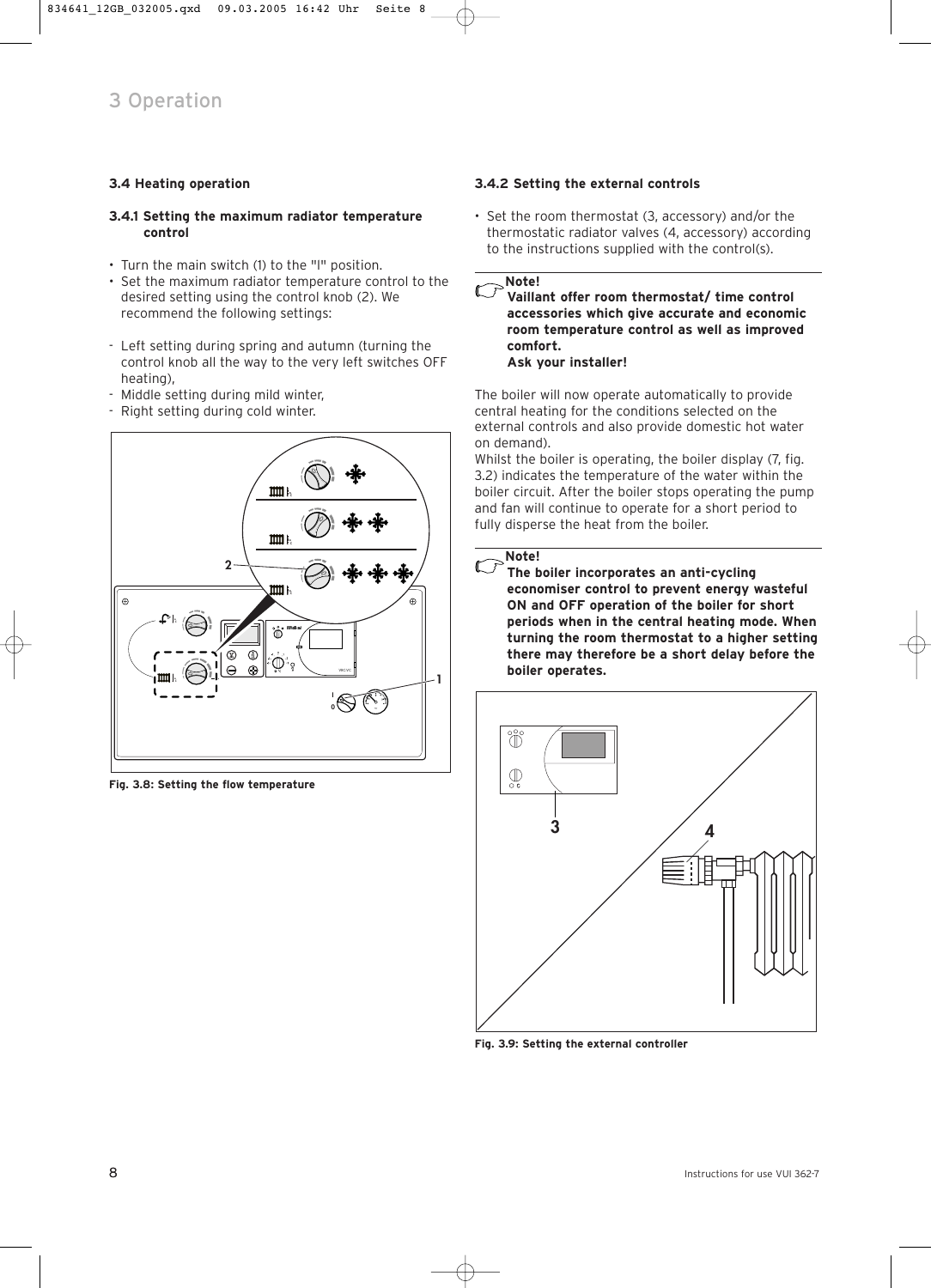# 3 Operation

### 3.4 Heating operation

#### 3.4.1 Setting the maximum radiator temperature control

- Turn the main switch (1) to the "I" position.
- Set the maximum radiator temperature control to the desired setting using the control knob (2). We recommend the following settings:

- Left setting during spring and autumn (turning the control knob all the way to the very left switches OFF heating),
- Middle setting during mild winter,
- Right setting during cold winter.

**Fig. 3.8: Setting the flow temperature**

#### 3.4.2 Setting the external controls

- Set the room thermostat (3, accessory) and/or the thermostatic radiator valves (4, accessory) according to the instructions supplied with the control(s).

> **Note!**
> **Vaillant offer room thermostat/ time control accessories which give accurate and economic room temperature control as well as improved comfort.**
> **Ask your installer!**

The boiler will now operate automatically to provide central heating for the conditions selected on the external controls and also provide domestic hot water on demand).
Whilst the boiler is operating, the boiler display (7, fig. 3.2) indicates the temperature of the water within the boiler circuit. After the boiler stops operating the pump and fan will continue to operate for a short period to fully disperse the heat from the boiler.

> **Note!**
> **The boiler incorporates an anti-cycling economiser control to prevent energy wasteful ON and OFF operation of the boiler for short periods when in the central heating mode. When turning the room thermostat to a higher setting there may therefore be a short delay before the boiler operates.**

**Fig. 3.9: Setting the external controller**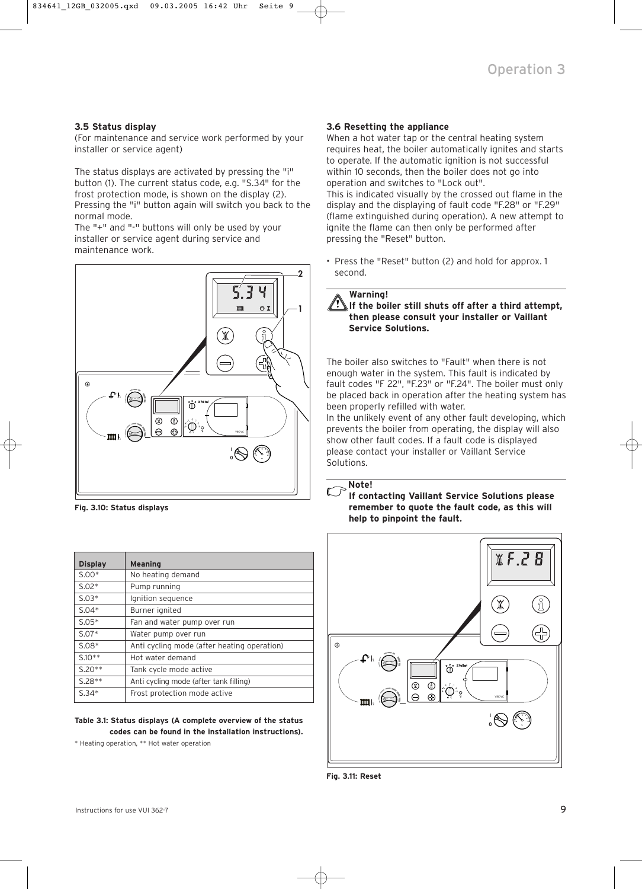### 3.5 Status display

(For maintenance and service work performed by your installer or service agent)

The status displays are activated by pressing the "i" button (1). The current status code, e.g. "S.34" for the frost protection mode, is shown on the display (2). Pressing the "i" button again will switch you back to the normal mode.

The "+" and "-" buttons will only be used by your installer or service agent during service and maintenance work.

Fig. 3.10: Status displays

| Display | Meaning |
|---|---|
| S.00* | No heating demand |
| S.02* | Pump running |
| S.03* | Ignition sequence |
| S.04* | Burner ignited |
| S.05* | Fan and water pump over run |
| S.07* | Water pump over run |
| S.08* | Anti cycling mode (after heating operation) |
| S.10** | Hot water demand |
| S.20** | Tank cycle mode active |
| S.28** | Anti cycling mode (after tank filling) |
| S.34* | Frost protection mode active |

**Table 3.1: Status displays (A complete overview of the status codes can be found in the installation instructions).**

* Heating operation, ** Hot water operation

### 3.6 Resetting the appliance

When a hot water tap or the central heating system requires heat, the boiler automatically ignites and starts to operate. If the automatic ignition is not successful within 10 seconds, then the boiler does not go into operation and switches to "Lock out".

This is indicated visually by the crossed out flame in the display and the displaying of fault code "F.28" or "F.29" (flame extinguished during operation). A new attempt to ignite the flame can then only be performed after pressing the "Reset" button.

- Press the "Reset" button (2) and hold for approx. 1 second.

> **Warning!**
> **If the boiler still shuts off after a third attempt, then please consult your installer or Vaillant Service Solutions.**

The boiler also switches to "Fault" when there is not enough water in the system. This fault is indicated by fault codes "F 22", "F.23" or "F.24". The boiler must only be placed back in operation after the heating system has been properly refilled with water.

In the unlikely event of any other fault developing, which prevents the boiler from operating, the display will also show other fault codes. If a fault code is displayed please contact your installer or Vaillant Service Solutions.

> **Note!**
> **If contacting Vaillant Service Solutions please remember to quote the fault code, as this will help to pinpoint the fault.**

Fig. 3.11: Reset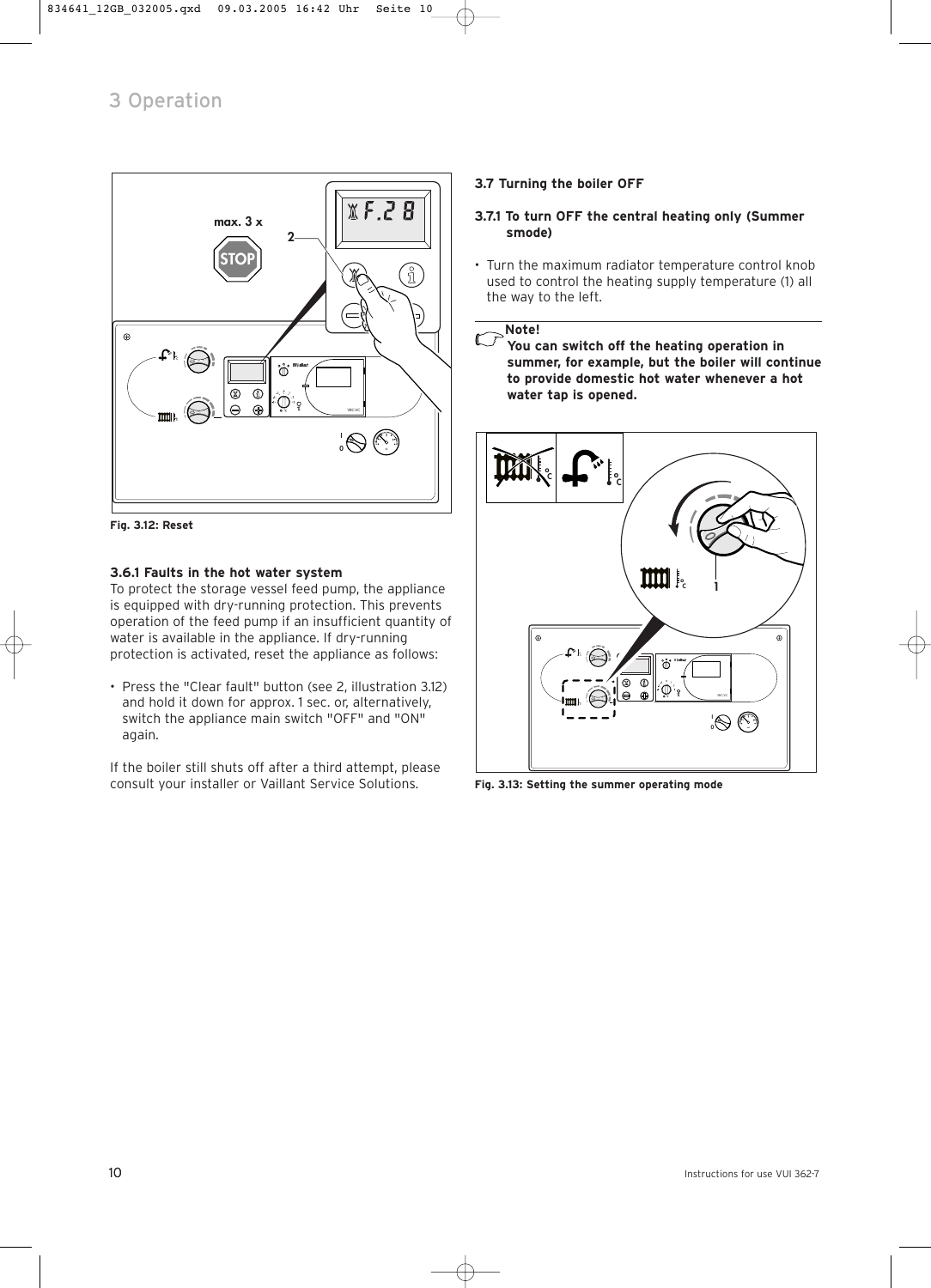# 3 Operation

Fig. 3.12: Reset

### 3.6.1 Faults in the hot water system

To protect the storage vessel feed pump, the appliance is equipped with dry-running protection. This prevents operation of the feed pump if an insufficient quantity of water is available in the appliance. If dry-running protection is activated, reset the appliance as follows:

- Press the "Clear fault" button (see 2, illustration 3.12) and hold it down for approx. 1 sec. or, alternatively, switch the appliance main switch "OFF" and "ON" again.

If the boiler still shuts off after a third attempt, please consult your installer or Vaillant Service Solutions.

## 3.7 Turning the boiler OFF

### 3.7.1 To turn OFF the central heating only (Summer smode)

- Turn the maximum radiator temperature control knob used to control the heating supply temperature (1) all the way to the left.

**Note!**
**You can switch off the heating operation in summer, for example, but the boiler will continue to provide domestic hot water whenever a hot water tap is opened.**

Fig. 3.13: Setting the summer operating mode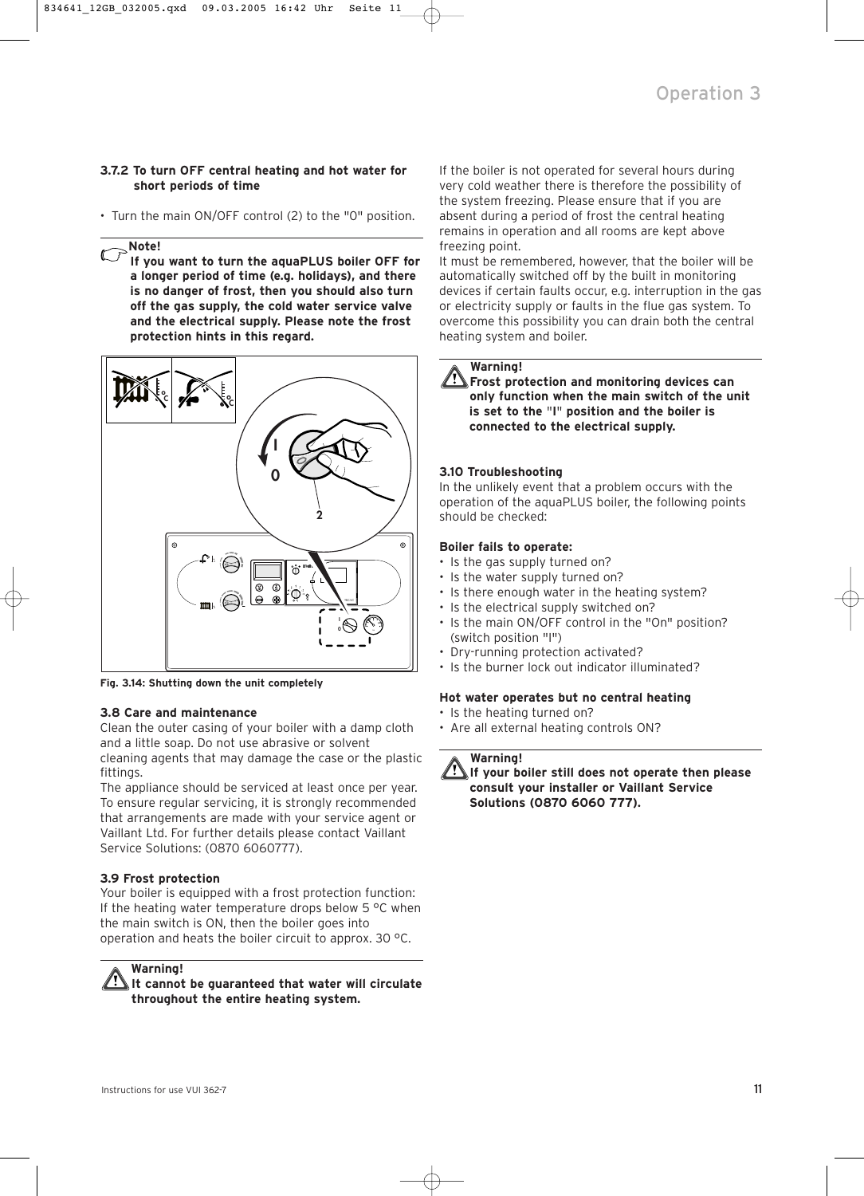### 3.7.2 To turn OFF central heating and hot water for short periods of time

- Turn the main ON/OFF control (2) to the "0" position.

**Note!**
**If you want to turn the aquaPLUS boiler OFF for a longer period of time (e.g. holidays), and there is no danger of frost, then you should also turn off the gas supply, the cold water service valve and the electrical supply. Please note the frost protection hints in this regard.**

**Fig. 3.14: Shutting down the unit completely**

### 3.8 Care and maintenance

Clean the outer casing of your boiler with a damp cloth and a little soap. Do not use abrasive or solvent cleaning agents that may damage the case or the plastic fittings.

The appliance should be serviced at least once per year. To ensure regular servicing, it is strongly recommended that arrangements are made with your service agent or Vaillant Ltd. For further details please contact Vaillant Service Solutions: (0870 6060777).

### 3.9 Frost protection

Your boiler is equipped with a frost protection function: If the heating water temperature drops below 5 °C when the main switch is ON, then the boiler goes into operation and heats the boiler circuit to approx. 30 °C.

**Warning!**
**It cannot be guaranteed that water will circulate throughout the entire heating system.**

If the boiler is not operated for several hours during very cold weather there is therefore the possibility of the system freezing. Please ensure that if you are absent during a period of frost the central heating remains in operation and all rooms are kept above freezing point.

It must be remembered, however, that the boiler will be automatically switched off by the built in monitoring devices if certain faults occur, e.g. interruption in the gas or electricity supply or faults in the flue gas system. To overcome this possibility you can drain both the central heating system and boiler.

**Warning!**
**Frost protection and monitoring devices can only function when the main switch of the unit is set to the "I" position and the boiler is connected to the electrical supply.**

### 3.10 Troubleshooting

In the unlikely event that a problem occurs with the operation of the aquaPLUS boiler, the following points should be checked:

**Boiler fails to operate:**

- Is the gas supply turned on?
- Is the water supply turned on?
- Is there enough water in the heating system?
- Is the electrical supply switched on?
- Is the main ON/OFF control in the "On" position? (switch position "I")
- Dry-running protection activated?
- Is the burner lock out indicator illuminated?

**Hot water operates but no central heating**

- Is the heating turned on?
- Are all external heating controls ON?

**Warning!**
**If your boiler still does not operate then please consult your installer or Vaillant Service Solutions (0870 6060 777).**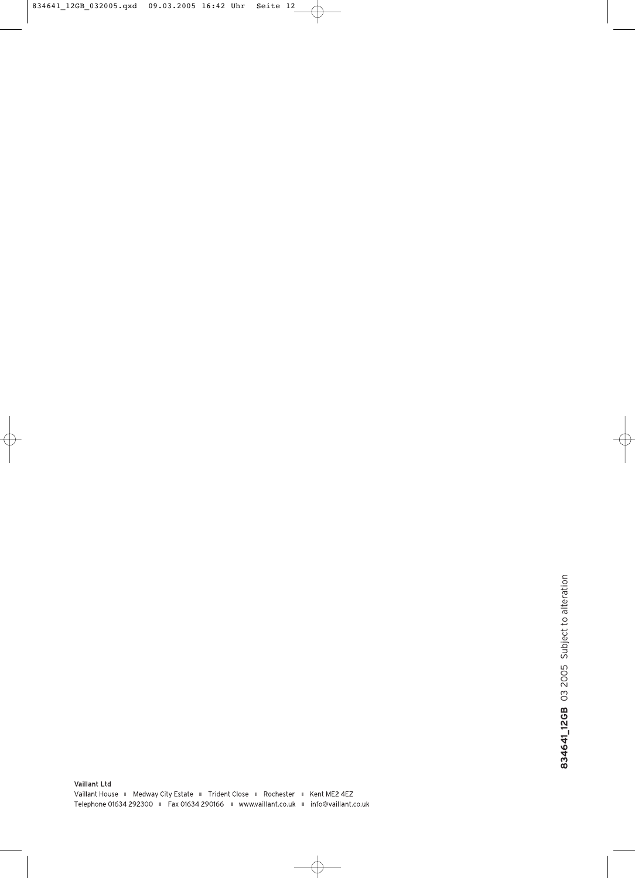**834641_12GB** 03 2005 Subject to alteration

**Vaillant Ltd**

Vaillant House ▪ Medway City Estate ▪ Trident Close ▪ Rochester ▪ Kent ME2 4EZ

Telephone 01634 292300 ▪ Fax 01634 290166 ▪ www.vaillant.co.uk ▪ info@vaillant.co.uk